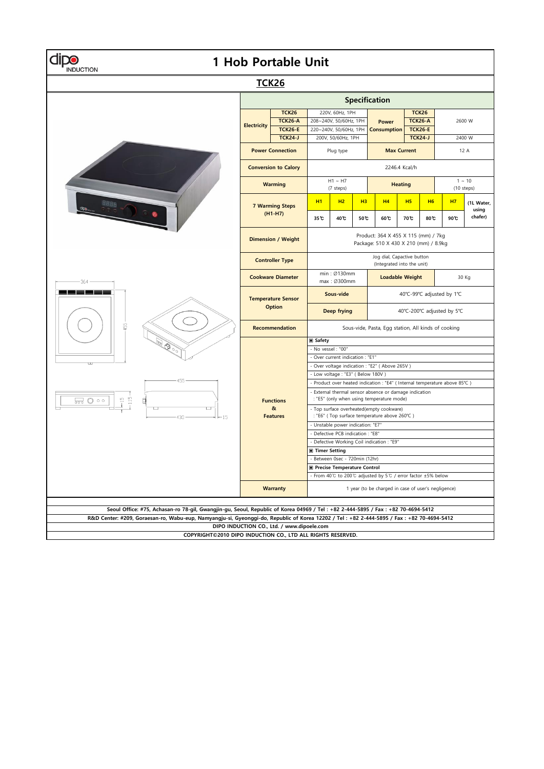# 1 Hob Portable Unit

## TCK26

### Specification

| | | | | | | | | |
|---|---|---|---|---|---|---|---|---|
| **Electricity** | **TCK26** | 220V, 60Hz, 1PH | | **Power Consumption** | **TCK26** | 2600 W | | |
| | **TCK26-A** | 208~240V, 50/60Hz, 1PH | | | **TCK26-A** | | | |
| | **TCK26-E** | 220~240V, 50/60Hz, 1PH | | | **TCK26-E** | | | |
| | **TCK24-J** | 200V, 50/60Hz, 1PH | | | **TCK24-J** | 2400 W | | |
| **Power Connection** | | Plug type | | **Max Current** | | 12 A | | |
| **Conversion to Calory** | | 2246.4 Kcal/h | | | | | | |
| **Warming** | | H1 ~ H7 (7 steps) | | **Heating** | | 1 ~ 10 (10 steps) | | |
| **7 Warming Steps (H1-H7)** | | **H1** | **H2** | **H3** | **H4** | **H5** | **H6** | **H7** |
| | | 35℃ | 40℃ | 50℃ | 60℃ | 70℃ | 80℃ | 90℃ (1L Water, using chafer) |
| **Dimension / Weight** | | Product: 364 X 455 X 115 (mm) / 7kg<br>Package: 510 X 430 X 210 (mm) / 8.9kg | | | | | | |
| **Controller Type** | | Jog dial, Capactive button (Integrated into the unit) | | | | | | |
| **Cookware Diameter** | | min : Ø130mm<br>max : Ø300mm | | **Loadable Weight** | | 30 Kg | | |
| **Temperature Sensor Option** | | **Sous-vide** | | 40℃-99℃ adjusted by 1℃ | | | | |
| | | **Deep frying** | | 40℃-200℃ adjusted by 5℃ | | | | |
| **Recommendation** | | Sous-vide, Pasta, Egg station, All kinds of cooking | | | | | | |
| **Functions & Features** | | ▣ **Safety**<br>- No vessel : "00"<br>- Over current indication : "E1"<br>- Over voltage indication : "E2" ( Above 265V )<br>- Low voltage : "E3" ( Below 180V )<br>- Product over heated indication : "E4" ( Internal temperature above 85℃ )<br>- External thermal sensor absence or damage indication : "E5" (only when using temperature mode)<br>- Top surface overheated(empty cookware) : "E6" ( Top surface temperature above 260℃ )<br>- Unstable power indication: "E7"<br>- Defective PCB indication : "E8"<br>- Defective Working Coil indication : "E9"<br>▣ **Timer Setting**<br>- Between 0sec - 720min (12hr)<br>▣ **Precise Temperature Control**<br>- From 40℃ to 200℃ adjusted by 5℃ / error factor ±5% below | | | | | | |
| **Warranty** | | 1 year (to be charged in case of user's negligence) | | | | | | |

**Seoul Office: #75, Achasan-ro 78-gil, Gwangjin-gu, Seoul, Republic of Korea 04969 / Tel : +82 2-444-5895 / Fax : +82 70-4694-5412**

**R&D Center: #209, Goraesan-ro, Wabu-eup, Namyangju-si, Gyeonggi-do, Republic of Korea 12202 / Tel : +82 2-444-5895 / Fax : +82 70-4694-5412**

**DIPO INDUCTION CO., Ltd. / www.dipoele.com**

**COPYRIGHT©2010 DIPO INDUCTION CO., LTD ALL RIGHTS RESERVED.**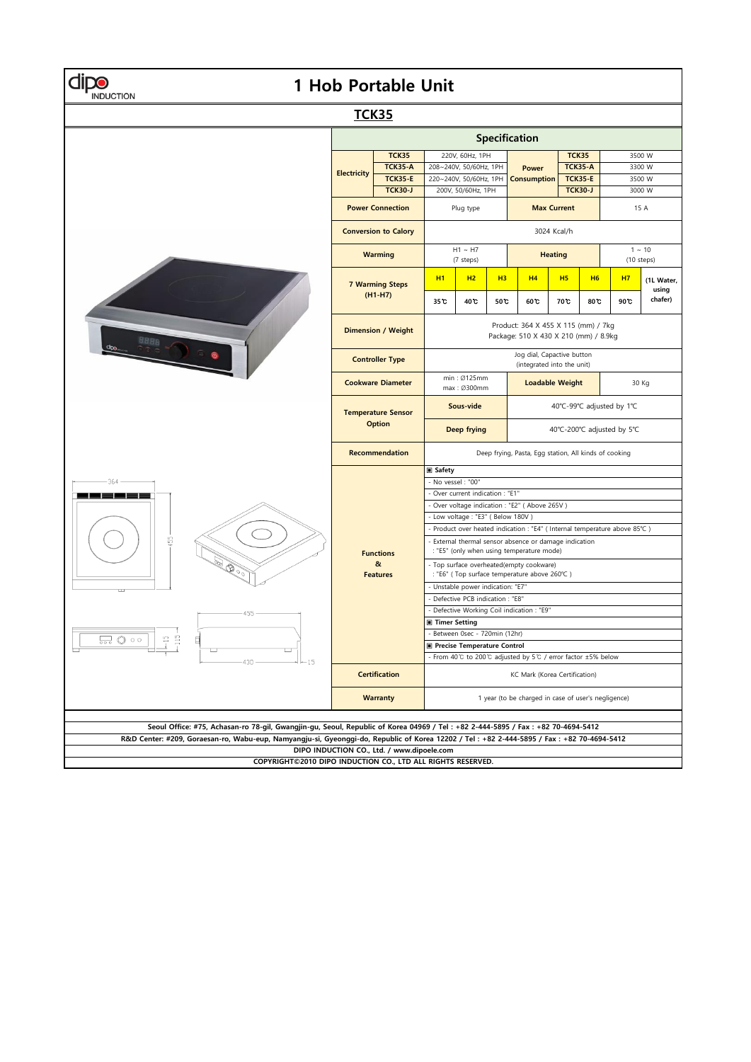# 1 Hob Portable Unit

## TCK35

### Specification

| | | | | | | | | |
|---|---|---|---|---|---|---|---|---|
| **Electricity** | **TCK35** | 220V, 60Hz, 1PH | | **Power Consumption** | **TCK35** | 3500 W | | |
| | **TCK35-A** | 208~240V, 50/60Hz, 1PH | | | **TCK35-A** | 3300 W | | |
| | **TCK35-E** | 220~240V, 50/60Hz, 1PH | | | **TCK35-E** | 3500 W | | |
| | **TCK30-J** | 200V, 50/60Hz, 1PH | | | **TCK30-J** | 3000 W | | |
| **Power Connection** | | Plug type | | **Max Current** | | 15 A | | |
| **Conversion to Calory** | | 3024 Kcal/h | | | | | | |
| **Warming** | | H1 ~ H7 (7 steps) | | **Heating** | | 1 ~ 10 (10 steps) | | |
| **7 Warming Steps (H1-H7)** | | **H1** | **H2** | **H3** | **H4** | **H5** | **H6** | **H7** | 
| | | 35℃ | 40℃ | 50℃ | 60℃ | 70℃ | 80℃ | 90℃ (1L Water, using chafer) |
| **Dimension / Weight** | | Product: 364 X 455 X 115 (mm) / 7kg<br>Package: 510 X 430 X 210 (mm) / 8.9kg | | | | | | |
| **Controller Type** | | Jog dial, Capactive button (integrated into the unit) | | | | | | |
| **Cookware Diameter** | | min : Ø125mm<br>max : Ø300mm | | **Loadable Weight** | | 30 Kg | | |
| **Temperature Sensor Option** | | **Sous-vide** | | 40℃-99℃ adjusted by 1℃ | | | | |
| | | **Deep frying** | | 40℃-200℃ adjusted by 5℃ | | | | |
| **Recommendation** | | Deep frying, Pasta, Egg station, All kinds of cooking | | | | | | |
| **Certification** | | KC Mark (Korea Certification) | | | | | | |
| **Warranty** | | 1 year (to be charged in case of user's negligence) | | | | | | |

### Functions & Features

**▣ Safety**

- No vessel : "00"
- Over current indication : "E1"
- Over voltage indication : "E2" ( Above 265V )
- Low voltage : "E3" ( Below 180V )
- Product over heated indication : "E4" ( Internal temperature above 85℃ )
- External thermal sensor absence or damage indication : "E5" (only when using temperature mode)
- Top surface overheated(empty cookware) : "E6" ( Top surface temperature above 260℃ )
- Unstable power indication: "E7"
- Defective PCB indication : "E8"
- Defective Working Coil indication : "E9"

**▣ Timer Setting**

- Between 0sec - 720min (12hr)

**▣ Precise Temperature Control**

- From 40℃ to 200℃ adjusted by 5℃ / error factor ±5% below

364

455

455

15

115

430

15

**Seoul Office: #75, Achasan-ro 78-gil, Gwangjin-gu, Seoul, Republic of Korea 04969 / Tel : +82 2-444-5895 / Fax : +82 70-4694-5412**

**R&D Center: #209, Goraesan-ro, Wabu-eup, Namyangju-si, Gyeonggi-do, Republic of Korea 12202 / Tel : +82 2-444-5895 / Fax : +82 70-4694-5412**

**DIPO INDUCTION CO., Ltd. / www.dipoele.com**

**COPYRIGHT©2010 DIPO INDUCTION CO., LTD ALL RIGHTS RESERVED.**